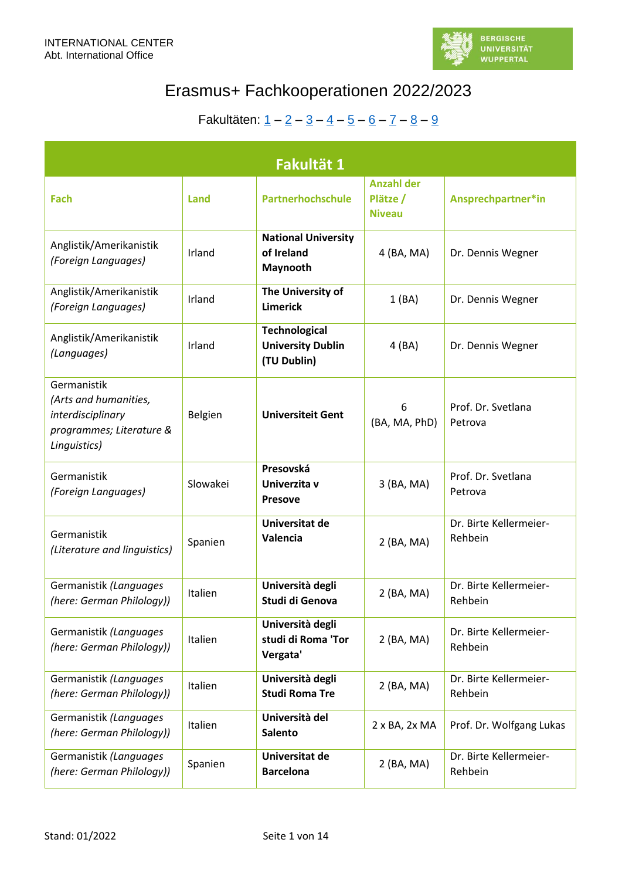INTERNATIONAL CENTER
Abt. International Office

# Erasmus+ Fachkooperationen 2022/2023

Fakultäten: 1 – 2 – 3 – 4 – 5 – 6 – 7 – 8 – 9

## Fakultät 1

| Fach | Land | Partnerhochschule | Anzahl der Plätze / Niveau | Ansprechpartner*in |
|---|---|---|---|---|
| Anglistik/Amerikanistik *(Foreign Languages)* | Irland | **National University of Ireland Maynooth** | 4 (BA, MA) | Dr. Dennis Wegner |
| Anglistik/Amerikanistik *(Foreign Languages)* | Irland | **The University of Limerick** | 1 (BA) | Dr. Dennis Wegner |
| Anglistik/Amerikanistik *(Languages)* | Irland | **Technological University Dublin (TU Dublin)** | 4 (BA) | Dr. Dennis Wegner |
| Germanistik *(Arts and humanities, interdisciplinary programmes; Literature & Linguistics)* | Belgien | **Universiteit Gent** | 6 (BA, MA, PhD) | Prof. Dr. Svetlana Petrova |
| Germanistik *(Foreign Languages)* | Slowakei | **Presovská Univerzita v Presove** | 3 (BA, MA) | Prof. Dr. Svetlana Petrova |
| Germanistik *(Literature and linguistics)* | Spanien | **Universitat de Valencia** | 2 (BA, MA) | Dr. Birte Kellermeier-Rehbein |
| Germanistik *(Languages (here: German Philology))* | Italien | **Università degli Studi di Genova** | 2 (BA, MA) | Dr. Birte Kellermeier-Rehbein |
| Germanistik *(Languages (here: German Philology))* | Italien | **Università degli studi di Roma 'Tor Vergata'** | 2 (BA, MA) | Dr. Birte Kellermeier-Rehbein |
| Germanistik *(Languages (here: German Philology))* | Italien | **Università degli Studi Roma Tre** | 2 (BA, MA) | Dr. Birte Kellermeier-Rehbein |
| Germanistik *(Languages (here: German Philology))* | Italien | **Università del Salento** | 2 x BA, 2x MA | Prof. Dr. Wolfgang Lukas |
| Germanistik *(Languages (here: German Philology))* | Spanien | **Universitat de Barcelona** | 2 (BA, MA) | Dr. Birte Kellermeier-Rehbein |

Stand: 01/2022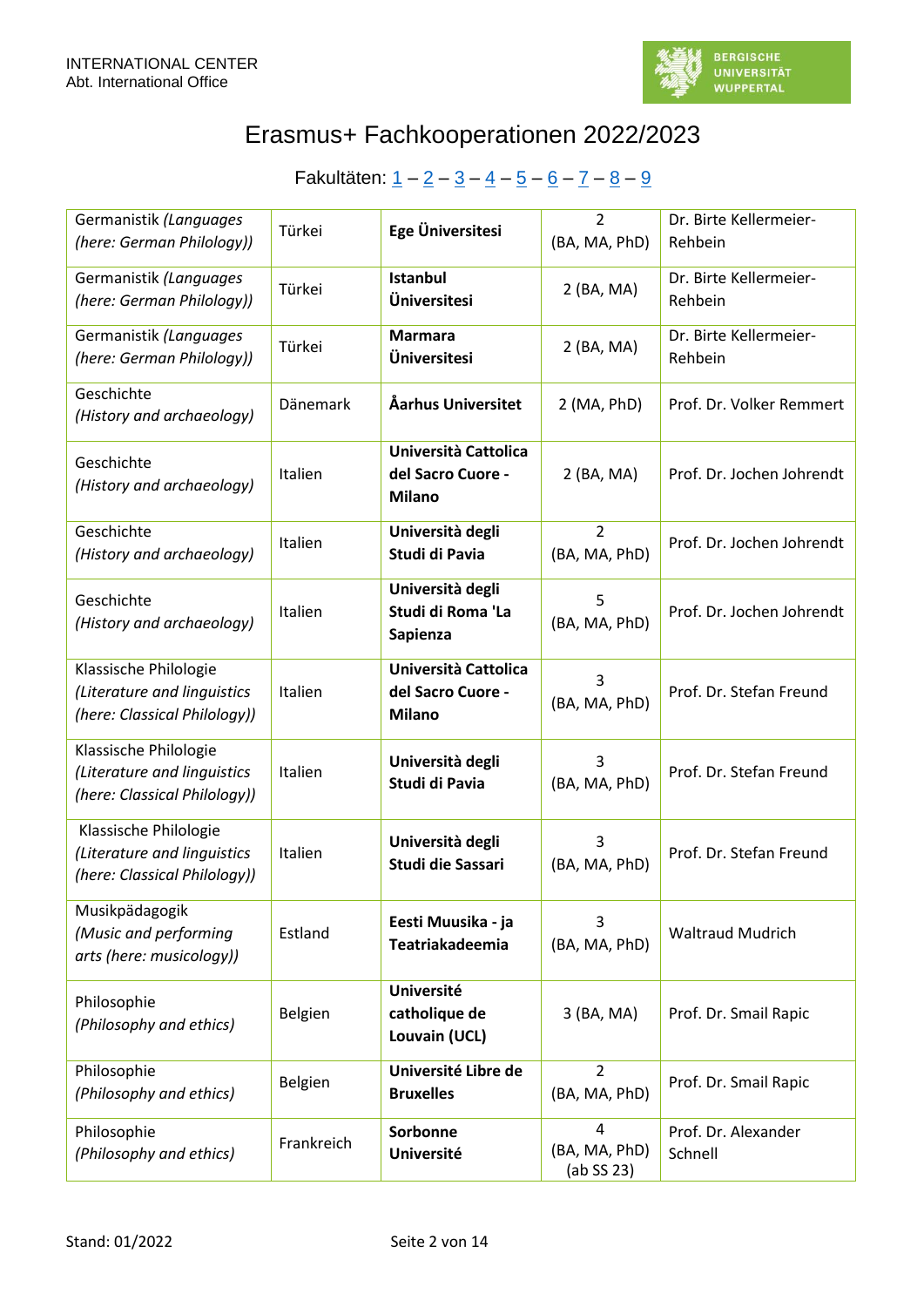INTERNATIONAL CENTER
Abt. International Office

# Erasmus+ Fachkooperationen 2022/2023

Fakultäten: [1](#) – [2](#) – [3](#) – [4](#) – [5](#) – [6](#) – [7](#) – [8](#) – [9](#)

| | | | | |
|---|---|---|---|---|
| Germanistik *(Languages (here: German Philology))* | Türkei | **Ege Üniversitesi** | 2 (BA, MA, PhD) | Dr. Birte Kellermeier-Rehbein |
| Germanistik *(Languages (here: German Philology))* | Türkei | **Istanbul Üniversitesi** | 2 (BA, MA) | Dr. Birte Kellermeier-Rehbein |
| Germanistik *(Languages (here: German Philology))* | Türkei | **Marmara Üniversitesi** | 2 (BA, MA) | Dr. Birte Kellermeier-Rehbein |
| Geschichte *(History and archaeology)* | Dänemark | **Åarhus Universitet** | 2 (MA, PhD) | Prof. Dr. Volker Remmert |
| Geschichte *(History and archaeology)* | Italien | **Università Cattolica del Sacro Cuore - Milano** | 2 (BA, MA) | Prof. Dr. Jochen Johrendt |
| Geschichte *(History and archaeology)* | Italien | **Università degli Studi di Pavia** | 2 (BA, MA, PhD) | Prof. Dr. Jochen Johrendt |
| Geschichte *(History and archaeology)* | Italien | **Università degli Studi di Roma 'La Sapienza** | 5 (BA, MA, PhD) | Prof. Dr. Jochen Johrendt |
| Klassische Philologie *(Literature and linguistics (here: Classical Philology))* | Italien | **Università Cattolica del Sacro Cuore - Milano** | 3 (BA, MA, PhD) | Prof. Dr. Stefan Freund |
| Klassische Philologie *(Literature and linguistics (here: Classical Philology))* | Italien | **Università degli Studi di Pavia** | 3 (BA, MA, PhD) | Prof. Dr. Stefan Freund |
| Klassische Philologie *(Literature and linguistics (here: Classical Philology))* | Italien | **Università degli Studi die Sassari** | 3 (BA, MA, PhD) | Prof. Dr. Stefan Freund |
| Musikpädagogik *(Music and performing arts (here: musicology))* | Estland | **Eesti Muusika - ja Teatriakadeemia** | 3 (BA, MA, PhD) | Waltraud Mudrich |
| Philosophie *(Philosophy and ethics)* | Belgien | **Université catholique de Louvain (UCL)** | 3 (BA, MA) | Prof. Dr. Smail Rapic |
| Philosophie *(Philosophy and ethics)* | Belgien | **Université Libre de Bruxelles** | 2 (BA, MA, PhD) | Prof. Dr. Smail Rapic |
| Philosophie *(Philosophy and ethics)* | Frankreich | **Sorbonne Université** | 4 (BA, MA, PhD) (ab SS 23) | Prof. Dr. Alexander Schnell |

Stand: 01/2022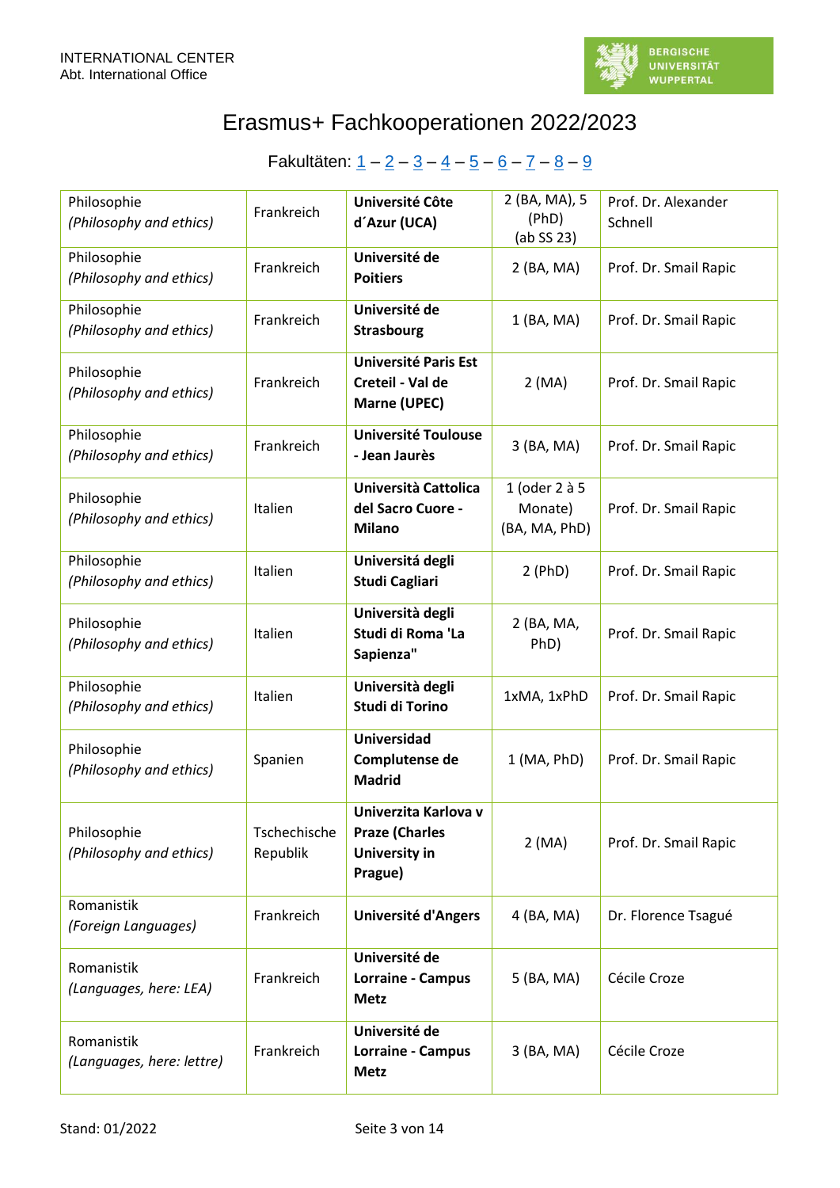INTERNATIONAL CENTER
Abt. International Office

# Erasmus+ Fachkooperationen 2022/2023

Fakultäten: 1 – 2 – 3 – 4 – 5 – 6 – 7 – 8 – 9

| | | | | |
|---|---|---|---|---|
| Philosophie *(Philosophy and ethics)* | Frankreich | **Université Côte d´Azur (UCA)** | 2 (BA, MA), 5 (PhD) (ab SS 23) | Prof. Dr. Alexander Schnell |
| Philosophie *(Philosophy and ethics)* | Frankreich | **Université de Poitiers** | 2 (BA, MA) | Prof. Dr. Smail Rapic |
| Philosophie *(Philosophy and ethics)* | Frankreich | **Université de Strasbourg** | 1 (BA, MA) | Prof. Dr. Smail Rapic |
| Philosophie *(Philosophy and ethics)* | Frankreich | **Université Paris Est Creteil - Val de Marne (UPEC)** | 2 (MA) | Prof. Dr. Smail Rapic |
| Philosophie *(Philosophy and ethics)* | Frankreich | **Université Toulouse - Jean Jaurès** | 3 (BA, MA) | Prof. Dr. Smail Rapic |
| Philosophie *(Philosophy and ethics)* | Italien | **Università Cattolica del Sacro Cuore - Milano** | 1 (oder 2 à 5 Monate) (BA, MA, PhD) | Prof. Dr. Smail Rapic |
| Philosophie *(Philosophy and ethics)* | Italien | **Universitá degli Studi Cagliari** | 2 (PhD) | Prof. Dr. Smail Rapic |
| Philosophie *(Philosophy and ethics)* | Italien | **Università degli Studi di Roma 'La Sapienza"** | 2 (BA, MA, PhD) | Prof. Dr. Smail Rapic |
| Philosophie *(Philosophy and ethics)* | Italien | **Università degli Studi di Torino** | 1xMA, 1xPhD | Prof. Dr. Smail Rapic |
| Philosophie *(Philosophy and ethics)* | Spanien | **Universidad Complutense de Madrid** | 1 (MA, PhD) | Prof. Dr. Smail Rapic |
| Philosophie *(Philosophy and ethics)* | Tschechische Republik | **Univerzita Karlova v Praze (Charles University in Prague)** | 2 (MA) | Prof. Dr. Smail Rapic |
| Romanistik *(Foreign Languages)* | Frankreich | **Université d'Angers** | 4 (BA, MA) | Dr. Florence Tsagué |
| Romanistik *(Languages, here: LEA)* | Frankreich | **Université de Lorraine - Campus Metz** | 5 (BA, MA) | Cécile Croze |
| Romanistik *(Languages, here: lettre)* | Frankreich | **Université de Lorraine - Campus Metz** | 3 (BA, MA) | Cécile Croze |

Stand: 01/2022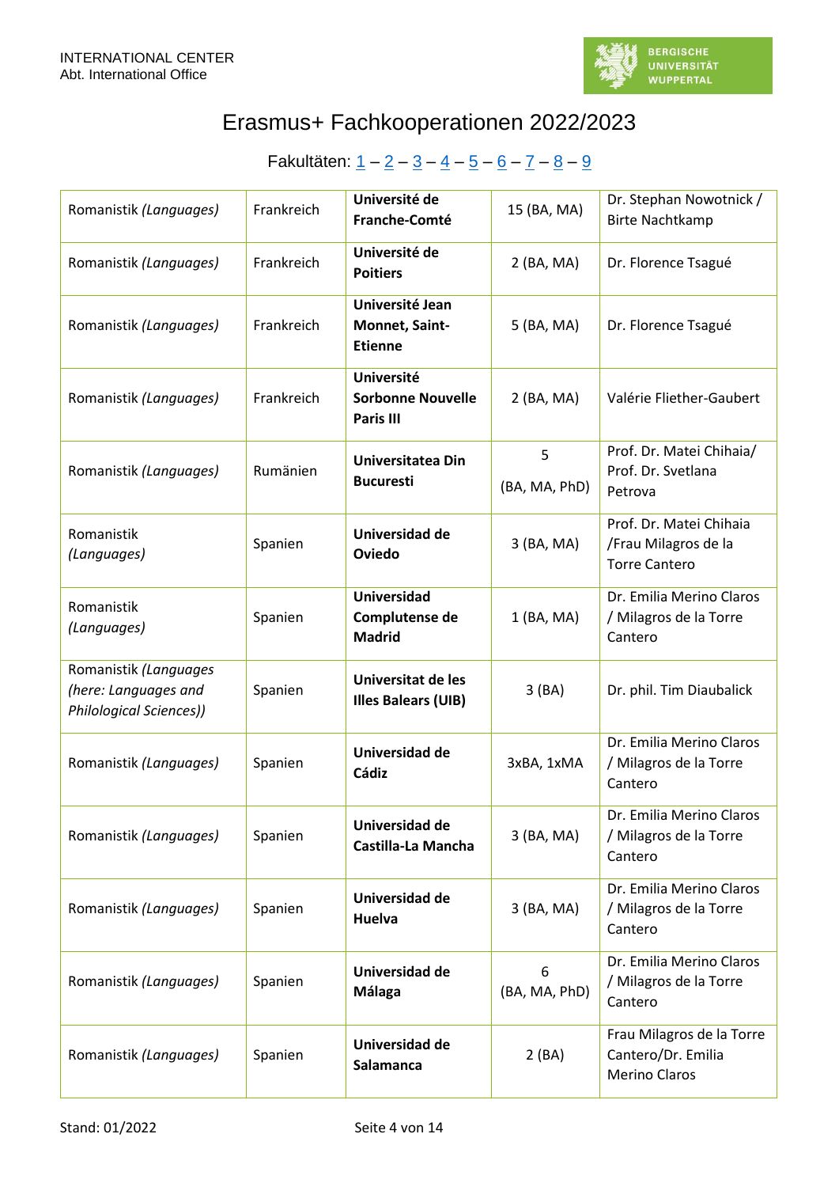INTERNATIONAL CENTER
Abt. International Office

# Erasmus+ Fachkooperationen 2022/2023

Fakultäten: 1 – 2 – 3 – 4 – 5 – 6 – 7 – 8 – 9

| | | | | |
|---|---|---|---|---|
| Romanistik *(Languages)* | Frankreich | **Université de Franche-Comté** | 15 (BA, MA) | Dr. Stephan Nowotnick / Birte Nachtkamp |
| Romanistik *(Languages)* | Frankreich | **Université de Poitiers** | 2 (BA, MA) | Dr. Florence Tsagué |
| Romanistik *(Languages)* | Frankreich | **Université Jean Monnet, Saint-Etienne** | 5 (BA, MA) | Dr. Florence Tsagué |
| Romanistik *(Languages)* | Frankreich | **Université Sorbonne Nouvelle Paris III** | 2 (BA, MA) | Valérie Fliether-Gaubert |
| Romanistik *(Languages)* | Rumänien | **Universitatea Din Bucuresti** | 5 (BA, MA, PhD) | Prof. Dr. Matei Chihaia/ Prof. Dr. Svetlana Petrova |
| Romanistik *(Languages)* | Spanien | **Universidad de Oviedo** | 3 (BA, MA) | Prof. Dr. Matei Chihaia /Frau Milagros de la Torre Cantero |
| Romanistik *(Languages)* | Spanien | **Universidad Complutense de Madrid** | 1 (BA, MA) | Dr. Emilia Merino Claros / Milagros de la Torre Cantero |
| Romanistik *(Languages (here: Languages and Philological Sciences))* | Spanien | **Universitat de les Illes Balears (UIB)** | 3 (BA) | Dr. phil. Tim Diaubalick |
| Romanistik *(Languages)* | Spanien | **Universidad de Cádiz** | 3xBA, 1xMA | Dr. Emilia Merino Claros / Milagros de la Torre Cantero |
| Romanistik *(Languages)* | Spanien | **Universidad de Castilla-La Mancha** | 3 (BA, MA) | Dr. Emilia Merino Claros / Milagros de la Torre Cantero |
| Romanistik *(Languages)* | Spanien | **Universidad de Huelva** | 3 (BA, MA) | Dr. Emilia Merino Claros / Milagros de la Torre Cantero |
| Romanistik *(Languages)* | Spanien | **Universidad de Málaga** | 6 (BA, MA, PhD) | Dr. Emilia Merino Claros / Milagros de la Torre Cantero |
| Romanistik *(Languages)* | Spanien | **Universidad de Salamanca** | 2 (BA) | Frau Milagros de la Torre Cantero/Dr. Emilia Merino Claros |

Stand: 01/2022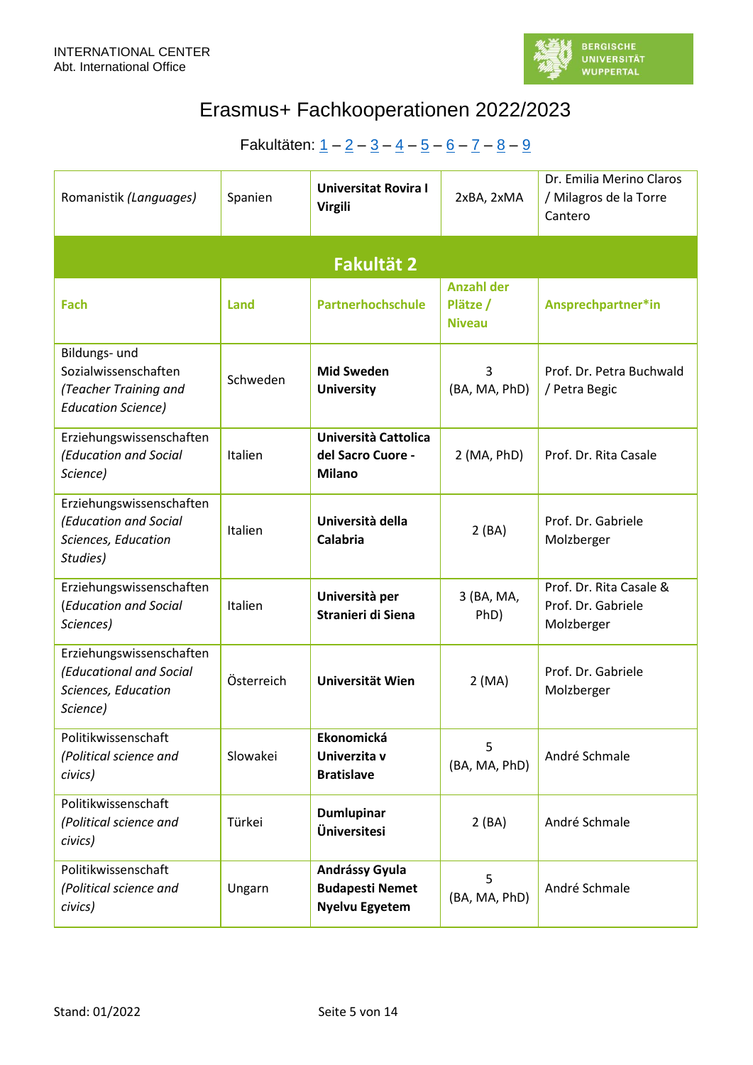# Erasmus+ Fachkooperationen 2022/2023

Fakultäten: 1 – 2 – 3 – 4 – 5 – 6 – 7 – 8 – 9

| | | | | |
|---|---|---|---|---|
| Romanistik *(Languages)* | Spanien | **Universitat Rovira I Virgili** | 2xBA, 2xMA | Dr. Emilia Merino Claros / Milagros de la Torre Cantero |

## Fakultät 2

| Fach | Land | Partnerhochschule | Anzahl der Plätze / Niveau | Ansprechpartner*in |
|---|---|---|---|---|
| Bildungs- und Sozialwissenschaften *(Teacher Training and Education Science)* | Schweden | **Mid Sweden University** | 3 (BA, MA, PhD) | Prof. Dr. Petra Buchwald / Petra Begic |
| Erziehungswissenschaften *(Education and Social Science)* | Italien | **Università Cattolica del Sacro Cuore - Milano** | 2 (MA, PhD) | Prof. Dr. Rita Casale |
| Erziehungswissenschaften *(Education and Social Sciences, Education Studies)* | Italien | **Università della Calabria** | 2 (BA) | Prof. Dr. Gabriele Molzberger |
| Erziehungswissenschaften *(Education and Social Sciences)* | Italien | **Università per Stranieri di Siena** | 3 (BA, MA, PhD) | Prof. Dr. Rita Casale & Prof. Dr. Gabriele Molzberger |
| Erziehungswissenschaften *(Educational and Social Sciences, Education Science)* | Österreich | **Universität Wien** | 2 (MA) | Prof. Dr. Gabriele Molzberger |
| Politikwissenschaft *(Political science and civics)* | Slowakei | **Ekonomická Univerzita v Bratislave** | 5 (BA, MA, PhD) | André Schmale |
| Politikwissenschaft *(Political science and civics)* | Türkei | **Dumlupinar Üniversitesi** | 2 (BA) | André Schmale |
| Politikwissenschaft *(Political science and civics)* | Ungarn | **Andrássy Gyula Budapesti Nemet Nyelvu Egyetem** | 5 (BA, MA, PhD) | André Schmale |

Stand: 01/2022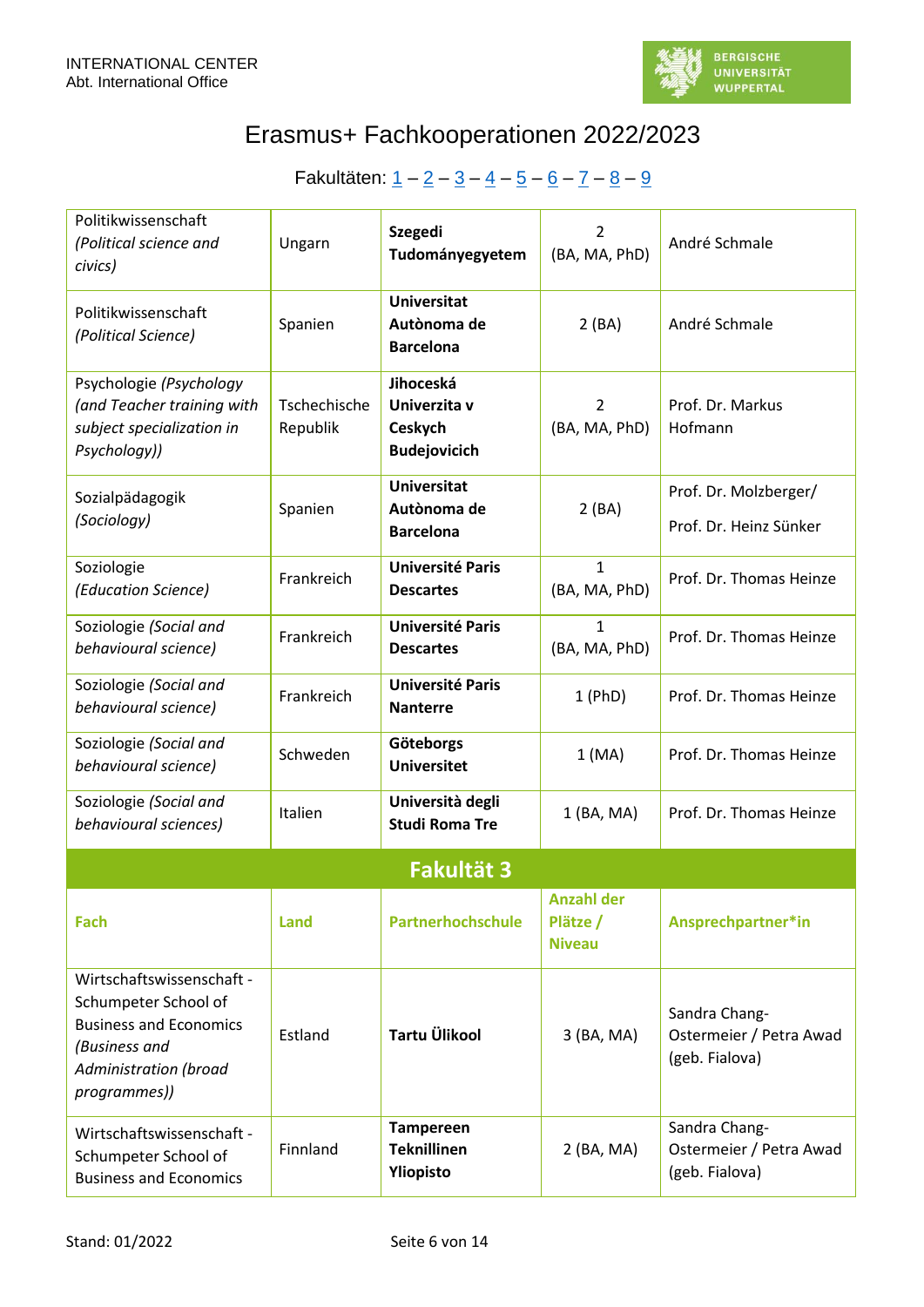INTERNATIONAL CENTER
Abt. International Office

# Erasmus+ Fachkooperationen 2022/2023

Fakultäten: 1 – 2 – 3 – 4 – 5 – 6 – 7 – 8 – 9

| | | | | |
|---|---|---|---|---|
| Politikwissenschaft *(Political science and civics)* | Ungarn | **Szegedi Tudományegyetem** | 2 (BA, MA, PhD) | André Schmale |
| Politikwissenschaft *(Political Science)* | Spanien | **Universitat Autònoma de Barcelona** | 2 (BA) | André Schmale |
| Psychologie *(Psychology (and Teacher training with subject specialization in Psychology))* | Tschechische Republik | **Jihoceská Univerzita v Ceskych Budejovicich** | 2 (BA, MA, PhD) | Prof. Dr. Markus Hofmann |
| Sozialpädagogik *(Sociology)* | Spanien | **Universitat Autònoma de Barcelona** | 2 (BA) | Prof. Dr. Molzberger/ Prof. Dr. Heinz Sünker |
| Soziologie *(Education Science)* | Frankreich | **Université Paris Descartes** | 1 (BA, MA, PhD) | Prof. Dr. Thomas Heinze |
| Soziologie *(Social and behavioural science)* | Frankreich | **Université Paris Descartes** | 1 (BA, MA, PhD) | Prof. Dr. Thomas Heinze |
| Soziologie *(Social and behavioural science)* | Frankreich | **Université Paris Nanterre** | 1 (PhD) | Prof. Dr. Thomas Heinze |
| Soziologie *(Social and behavioural science)* | Schweden | **Göteborgs Universitet** | 1 (MA) | Prof. Dr. Thomas Heinze |
| Soziologie *(Social and behavioural sciences)* | Italien | **Università degli Studi Roma Tre** | 1 (BA, MA) | Prof. Dr. Thomas Heinze |

## Fakultät 3

| Fach | Land | Partnerhochschule | Anzahl der Plätze / Niveau | Ansprechpartner*in |
|---|---|---|---|---|
| Wirtschaftswissenschaft - Schumpeter School of Business and Economics *(Business and Administration (broad programmes))* | Estland | **Tartu Ülikool** | 3 (BA, MA) | Sandra Chang-Ostermeier / Petra Awad (geb. Fialova) |
| Wirtschaftswissenschaft - Schumpeter School of Business and Economics | Finnland | **Tampereen Teknillinen Yliopisto** | 2 (BA, MA) | Sandra Chang-Ostermeier / Petra Awad (geb. Fialova) |

Stand: 01/2022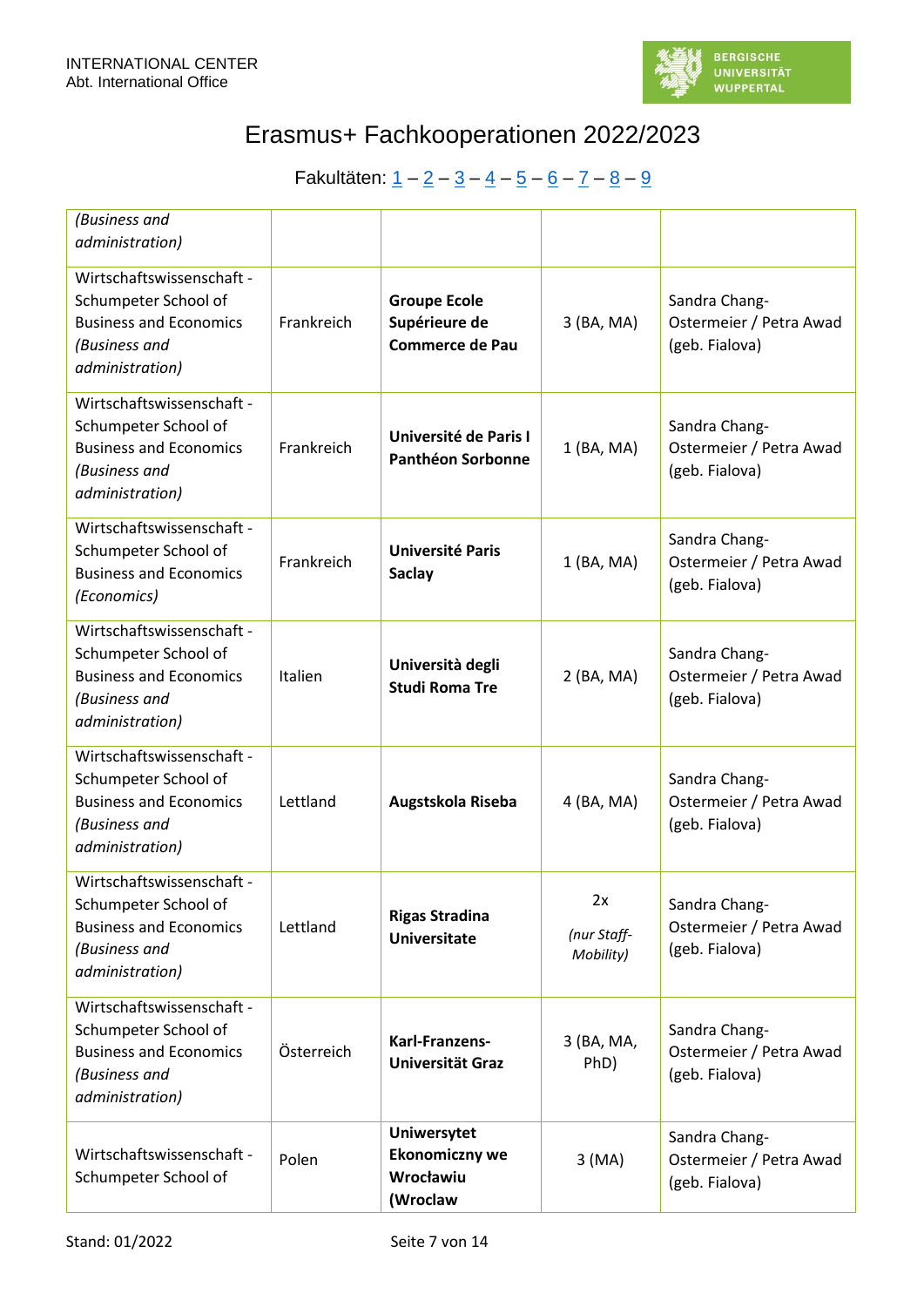# Erasmus+ Fachkooperationen 2022/2023

Fakultäten: 1 – 2 – 3 – 4 – 5 – 6 – 7 – 8 – 9

| | | | | |
|---|---|---|---|---|
| *(Business and administration)* | | | | |
| Wirtschaftswissenschaft - Schumpeter School of Business and Economics *(Business and administration)* | Frankreich | **Groupe Ecole Supérieure de Commerce de Pau** | 3 (BA, MA) | Sandra Chang-Ostermeier / Petra Awad (geb. Fialova) |
| Wirtschaftswissenschaft - Schumpeter School of Business and Economics *(Business and administration)* | Frankreich | **Université de Paris I Panthéon Sorbonne** | 1 (BA, MA) | Sandra Chang-Ostermeier / Petra Awad (geb. Fialova) |
| Wirtschaftswissenschaft - Schumpeter School of Business and Economics *(Economics)* | Frankreich | **Université Paris Saclay** | 1 (BA, MA) | Sandra Chang-Ostermeier / Petra Awad (geb. Fialova) |
| Wirtschaftswissenschaft - Schumpeter School of Business and Economics *(Business and administration)* | Italien | **Università degli Studi Roma Tre** | 2 (BA, MA) | Sandra Chang-Ostermeier / Petra Awad (geb. Fialova) |
| Wirtschaftswissenschaft - Schumpeter School of Business and Economics *(Business and administration)* | Lettland | **Augstskola Riseba** | 4 (BA, MA) | Sandra Chang-Ostermeier / Petra Awad (geb. Fialova) |
| Wirtschaftswissenschaft - Schumpeter School of Business and Economics *(Business and administration)* | Lettland | **Rigas Stradina Universitate** | 2x *(nur Staff-Mobility)* | Sandra Chang-Ostermeier / Petra Awad (geb. Fialova) |
| Wirtschaftswissenschaft - Schumpeter School of Business and Economics *(Business and administration)* | Österreich | **Karl-Franzens-Universität Graz** | 3 (BA, MA, PhD) | Sandra Chang-Ostermeier / Petra Awad (geb. Fialova) |
| Wirtschaftswissenschaft - Schumpeter School of | Polen | **Uniwersytet Ekonomiczny we Wrocławiu (Wroclaw** | 3 (MA) | Sandra Chang-Ostermeier / Petra Awad (geb. Fialova) |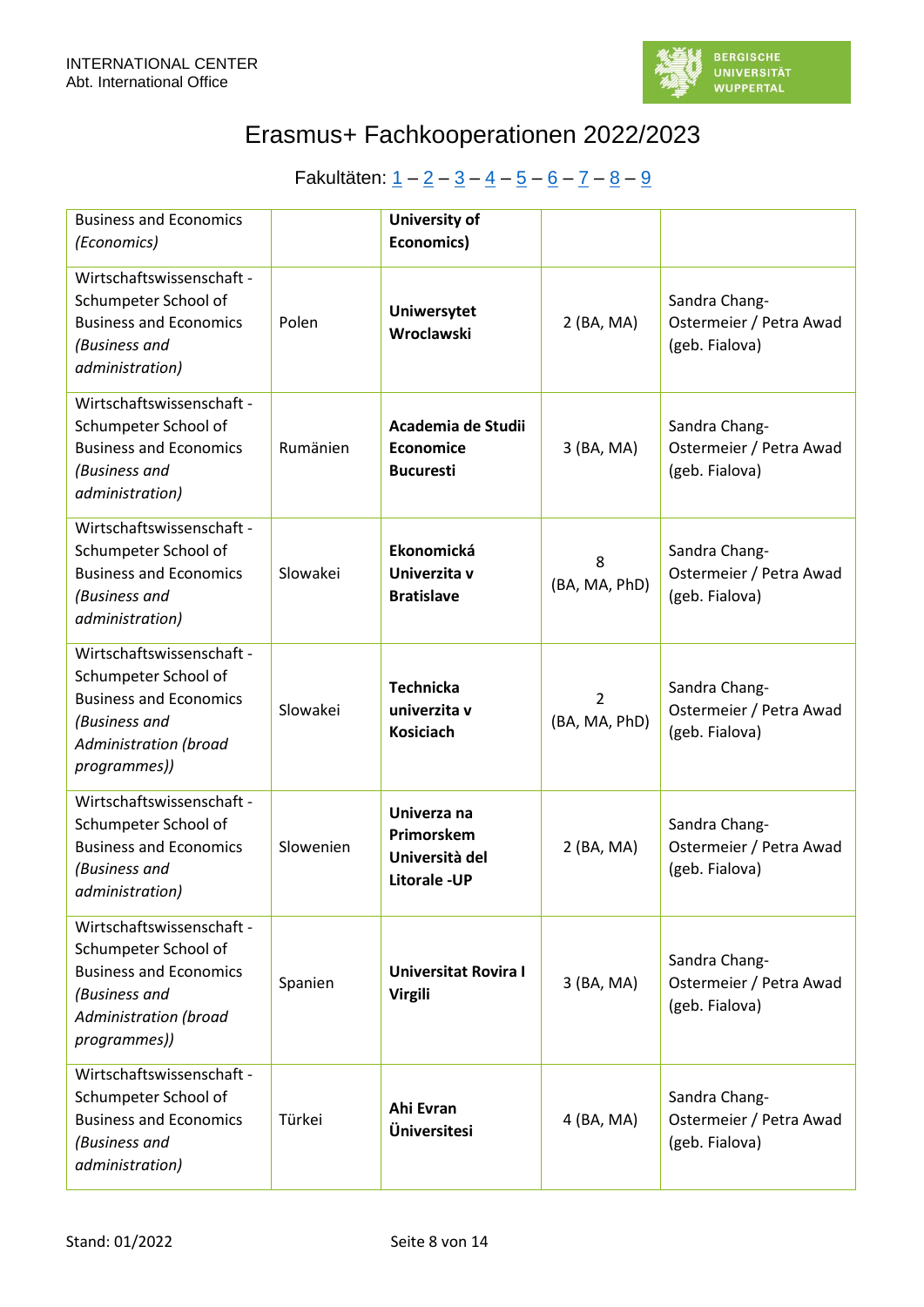# Erasmus+ Fachkooperationen 2022/2023

Fakultäten: 1 – 2 – 3 – 4 – 5 – 6 – 7 – 8 – 9

| | | | | |
|---|---|---|---|---|
| Business and Economics *(Economics)* | | **University of Economics)** | | |
| Wirtschaftswissenschaft - Schumpeter School of Business and Economics *(Business and administration)* | Polen | **Uniwersytet Wroclawski** | 2 (BA, MA) | Sandra Chang-Ostermeier / Petra Awad (geb. Fialova) |
| Wirtschaftswissenschaft - Schumpeter School of Business and Economics *(Business and administration)* | Rumänien | **Academia de Studii Economice Bucuresti** | 3 (BA, MA) | Sandra Chang-Ostermeier / Petra Awad (geb. Fialova) |
| Wirtschaftswissenschaft - Schumpeter School of Business and Economics *(Business and administration)* | Slowakei | **Ekonomická Univerzita v Bratislave** | 8 (BA, MA, PhD) | Sandra Chang-Ostermeier / Petra Awad (geb. Fialova) |
| Wirtschaftswissenschaft - Schumpeter School of Business and Economics *(Business and Administration (broad programmes))* | Slowakei | **Technicka univerzita v Kosiciach** | 2 (BA, MA, PhD) | Sandra Chang-Ostermeier / Petra Awad (geb. Fialova) |
| Wirtschaftswissenschaft - Schumpeter School of Business and Economics *(Business and administration)* | Slowenien | **Univerza na Primorskem Università del Litorale -UP** | 2 (BA, MA) | Sandra Chang-Ostermeier / Petra Awad (geb. Fialova) |
| Wirtschaftswissenschaft - Schumpeter School of Business and Economics *(Business and Administration (broad programmes))* | Spanien | **Universitat Rovira I Virgili** | 3 (BA, MA) | Sandra Chang-Ostermeier / Petra Awad (geb. Fialova) |
| Wirtschaftswissenschaft - Schumpeter School of Business and Economics *(Business and administration)* | Türkei | **Ahi Evran Üniversitesi** | 4 (BA, MA) | Sandra Chang-Ostermeier / Petra Awad (geb. Fialova) |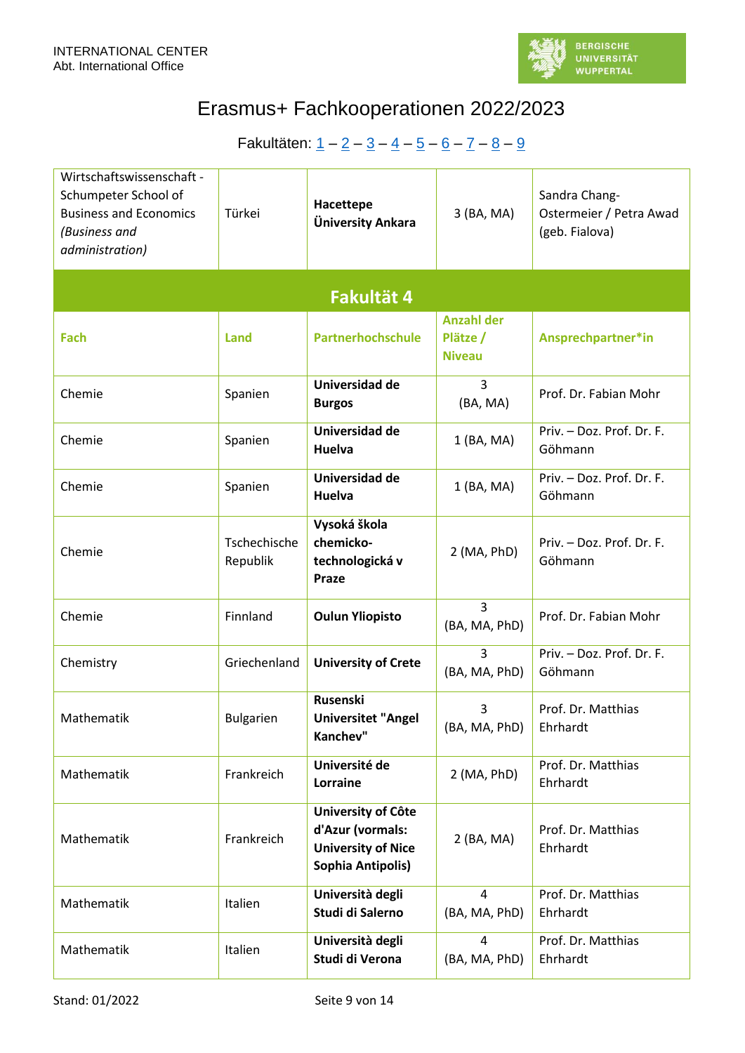Erasmus+ Fachkooperationen 2022/2023

Fakultäten: 1 – 2 – 3 – 4 – 5 – 6 – 7 – 8 – 9

| | | | | |
|---|---|---|---|---|
| Wirtschaftswissenschaft - Schumpeter School of Business and Economics *(Business and administration)* | Türkei | **Hacettepe Ünivers­ity Ankara** | 3 (BA, MA) | Sandra Chang-Ostermeier / Petra Awad (geb. Fialova) |

## Fakultät 4

| Fach | Land | Partnerhochschule | Anzahl der Plätze / Niveau | Ansprechpartner*in |
|---|---|---|---|---|
| Chemie | Spanien | **Universidad de Burgos** | 3 (BA, MA) | Prof. Dr. Fabian Mohr |
| Chemie | Spanien | **Universidad de Huelva** | 1 (BA, MA) | Priv. – Doz. Prof. Dr. F. Göhmann |
| Chemie | Spanien | **Universidad de Huelva** | 1 (BA, MA) | Priv. – Doz. Prof. Dr. F. Göhmann |
| Chemie | Tschechische Republik | **Vysoká škola chemicko-technologická v Praze** | 2 (MA, PhD) | Priv. – Doz. Prof. Dr. F. Göhmann |
| Chemie | Finnland | **Oulun Yliopisto** | 3 (BA, MA, PhD) | Prof. Dr. Fabian Mohr |
| Chemistry | Griechenland | **University of Crete** | 3 (BA, MA, PhD) | Priv. – Doz. Prof. Dr. F. Göhmann |
| Mathematik | Bulgarien | **Rusenski Universitet "Angel Kanchev"** | 3 (BA, MA, PhD) | Prof. Dr. Matthias Ehrhardt |
| Mathematik | Frankreich | **Université de Lorraine** | 2 (MA, PhD) | Prof. Dr. Matthias Ehrhardt |
| Mathematik | Frankreich | **University of Côte d'Azur (vormals: University of Nice Sophia Antipolis)** | 2 (BA, MA) | Prof. Dr. Matthias Ehrhardt |
| Mathematik | Italien | **Università degli Studi di Salerno** | 4 (BA, MA, PhD) | Prof. Dr. Matthias Ehrhardt |
| Mathematik | Italien | **Università degli Studi di Verona** | 4 (BA, MA, PhD) | Prof. Dr. Matthias Ehrhardt |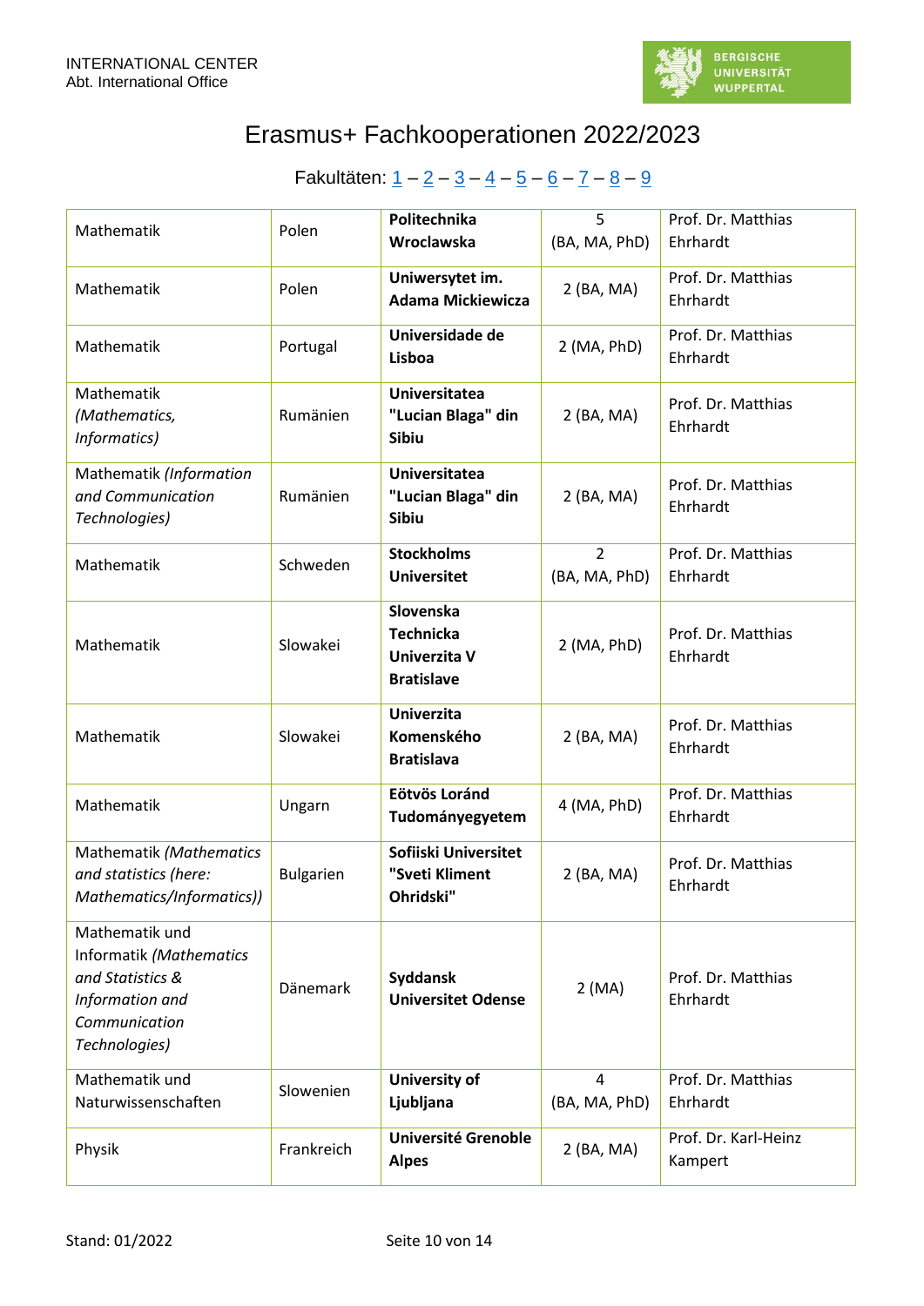# Erasmus+ Fachkooperationen 2022/2023

Fakultäten: 1 – 2 – 3 – 4 – 5 – 6 – 7 – 8 – 9

| Mathematik | Polen | **Politechnika Wroclawska** | 5 (BA, MA, PhD) | Prof. Dr. Matthias Ehrhardt |
|---|---|---|---|---|
| Mathematik | Polen | **Uniwersytet im. Adama Mickiewicza** | 2 (BA, MA) | Prof. Dr. Matthias Ehrhardt |
| Mathematik | Portugal | **Universidade de Lisboa** | 2 (MA, PhD) | Prof. Dr. Matthias Ehrhardt |
| Mathematik *(Mathematics, Informatics)* | Rumänien | **Universitatea "Lucian Blaga" din Sibiu** | 2 (BA, MA) | Prof. Dr. Matthias Ehrhardt |
| Mathematik *(Information and Communication Technologies)* | Rumänien | **Universitatea "Lucian Blaga" din Sibiu** | 2 (BA, MA) | Prof. Dr. Matthias Ehrhardt |
| Mathematik | Schweden | **Stockholms Universitet** | 2 (BA, MA, PhD) | Prof. Dr. Matthias Ehrhardt |
| Mathematik | Slowakei | **Slovenska Technicka Univerzita V Bratislave** | 2 (MA, PhD) | Prof. Dr. Matthias Ehrhardt |
| Mathematik | Slowakei | **Univerzita Komenského Bratislava** | 2 (BA, MA) | Prof. Dr. Matthias Ehrhardt |
| Mathematik | Ungarn | **Eötvös Loránd Tudományegyetem** | 4 (MA, PhD) | Prof. Dr. Matthias Ehrhardt |
| Mathematik *(Mathematics and statistics (here: Mathematics/Informatics))* | Bulgarien | **Sofiiski Universitet "Sveti Kliment Ohridski"** | 2 (BA, MA) | Prof. Dr. Matthias Ehrhardt |
| Mathematik und Informatik *(Mathematics and Statistics & Information and Communication Technologies)* | Dänemark | **Syddansk Universitet Odense** | 2 (MA) | Prof. Dr. Matthias Ehrhardt |
| Mathematik und Naturwissenschaften | Slowenien | **University of Ljubljana** | 4 (BA, MA, PhD) | Prof. Dr. Matthias Ehrhardt |
| Physik | Frankreich | **Université Grenoble Alpes** | 2 (BA, MA) | Prof. Dr. Karl-Heinz Kampert |

Stand: 01/2022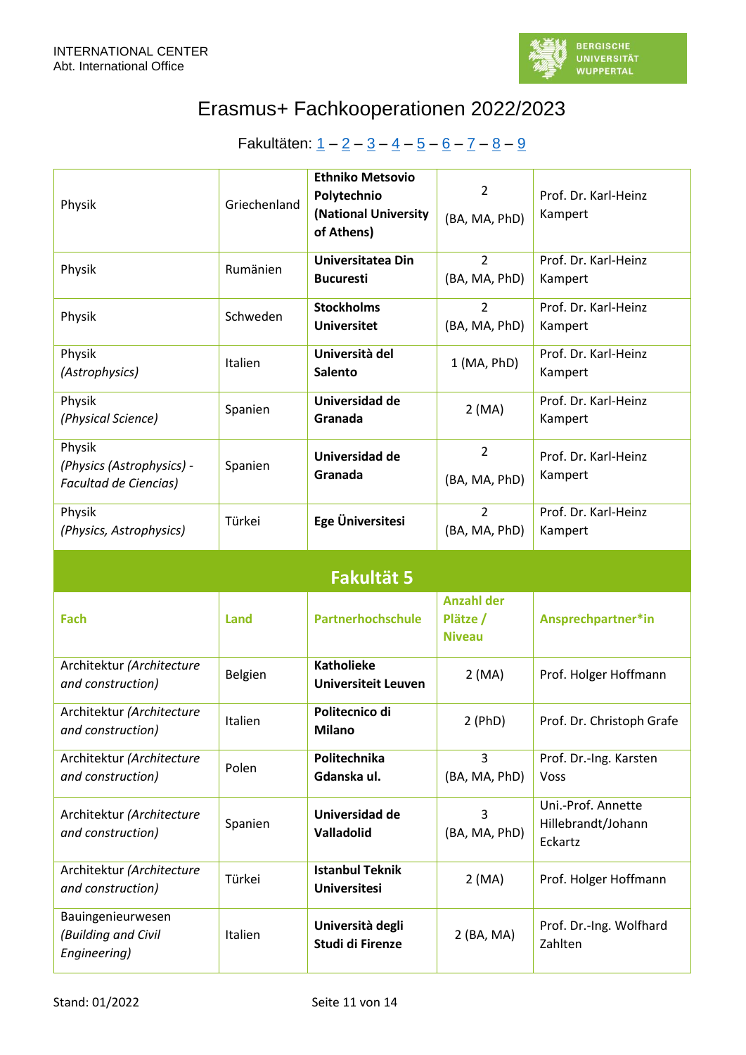INTERNATIONAL CENTER
Abt. International Office

# Erasmus+ Fachkooperationen 2022/2023

Fakultäten: 1 – 2 – 3 – 4 – 5 – 6 – 7 – 8 – 9

| | | | | |
|---|---|---|---|---|
| Physik | Griechenland | **Ethniko Metsovio Polytechnio (National University of Athens)** | 2 (BA, MA, PhD) | Prof. Dr. Karl-Heinz Kampert |
| Physik | Rumänien | **Universitatea Din Bucuresti** | 2 (BA, MA, PhD) | Prof. Dr. Karl-Heinz Kampert |
| Physik | Schweden | **Stockholms Universitet** | 2 (BA, MA, PhD) | Prof. Dr. Karl-Heinz Kampert |
| Physik *(Astrophysics)* | Italien | **Università del Salento** | 1 (MA, PhD) | Prof. Dr. Karl-Heinz Kampert |
| Physik *(Physical Science)* | Spanien | **Universidad de Granada** | 2 (MA) | Prof. Dr. Karl-Heinz Kampert |
| Physik *(Physics (Astrophysics) - Facultad de Ciencias)* | Spanien | **Universidad de Granada** | 2 (BA, MA, PhD) | Prof. Dr. Karl-Heinz Kampert |
| Physik *(Physics, Astrophysics)* | Türkei | **Ege Üniversitesi** | 2 (BA, MA, PhD) | Prof. Dr. Karl-Heinz Kampert |

## Fakultät 5

| Fach | Land | Partnerhochschule | Anzahl der Plätze / Niveau | Ansprechpartner*in |
|---|---|---|---|---|
| Architektur *(Architecture and construction)* | Belgien | **Katholieke Universiteit Leuven** | 2 (MA) | Prof. Holger Hoffmann |
| Architektur *(Architecture and construction)* | Italien | **Politecnico di Milano** | 2 (PhD) | Prof. Dr. Christoph Grafe |
| Architektur *(Architecture and construction)* | Polen | **Politechnika Gdanska ul.** | 3 (BA, MA, PhD) | Prof. Dr.-Ing. Karsten Voss |
| Architektur *(Architecture and construction)* | Spanien | **Universidad de Valladolid** | 3 (BA, MA, PhD) | Uni.-Prof. Annette Hillebrandt/Johann Eckartz |
| Architektur *(Architecture and construction)* | Türkei | **Istanbul Teknik Universitesi** | 2 (MA) | Prof. Holger Hoffmann |
| Bauingenieurwesen *(Building and Civil Engineering)* | Italien | **Università degli Studi di Firenze** | 2 (BA, MA) | Prof. Dr.-Ing. Wolfhard Zahlten |

Stand: 01/2022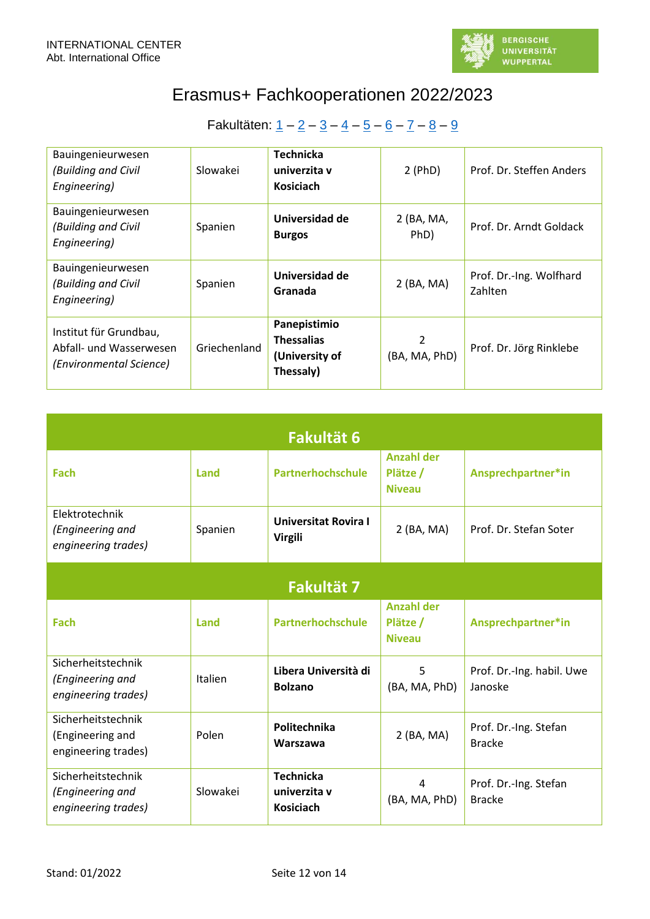# Erasmus+ Fachkooperationen 2022/2023

Fakultäten: 1 – 2 – 3 – 4 – 5 – 6 – 7 – 8 – 9

| | | | | |
|---|---|---|---|---|
| Bauingenieurwesen *(Building and Civil Engineering)* | Slowakei | **Technicka univerzita v Kosiciach** | 2 (PhD) | Prof. Dr. Steffen Anders |
| Bauingenieurwesen *(Building and Civil Engineering)* | Spanien | **Universidad de Burgos** | 2 (BA, MA, PhD) | Prof. Dr. Arndt Goldack |
| Bauingenieurwesen *(Building and Civil Engineering)* | Spanien | **Universidad de Granada** | 2 (BA, MA) | Prof. Dr.-Ing. Wolfhard Zahlten |
| Institut für Grundbau, Abfall- und Wasserwesen *(Environmental Science)* | Griechenland | **Panepistimio Thessalias (University of Thessaly)** | 2 (BA, MA, PhD) | Prof. Dr. Jörg Rinklebe |

## Fakultät 6

| Fach | Land | Partnerhochschule | Anzahl der Plätze / Niveau | Ansprechpartner*in |
|---|---|---|---|---|
| Elektrotechnik *(Engineering and engineering trades)* | Spanien | **Universitat Rovira I Virgili** | 2 (BA, MA) | Prof. Dr. Stefan Soter |

## Fakultät 7

| Fach | Land | Partnerhochschule | Anzahl der Plätze / Niveau | Ansprechpartner*in |
|---|---|---|---|---|
| Sicherheitstechnik *(Engineering and engineering trades)* | Italien | **Libera Università di Bolzano** | 5 (BA, MA, PhD) | Prof. Dr.-Ing. habil. Uwe Janoske |
| Sicherheitstechnik (Engineering and engineering trades) | Polen | **Politechnika Warszawa** | 2 (BA, MA) | Prof. Dr.-Ing. Stefan Bracke |
| Sicherheitstechnik *(Engineering and engineering trades)* | Slowakei | **Technicka univerzita v Kosiciach** | 4 (BA, MA, PhD) | Prof. Dr.-Ing. Stefan Bracke |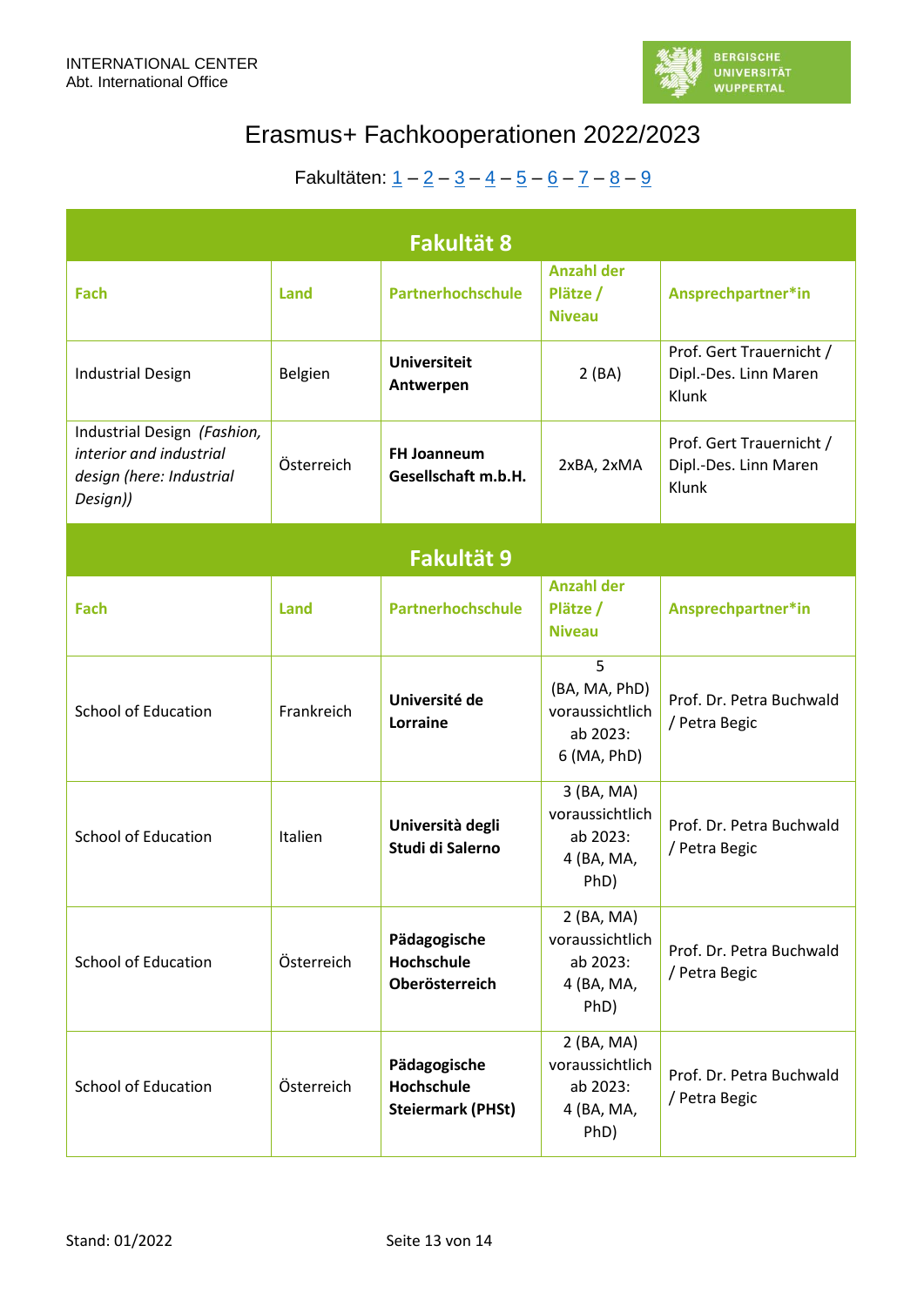# Erasmus+ Fachkooperationen 2022/2023

Fakultäten: 1 – 2 – 3 – 4 – 5 – 6 – 7 – 8 – 9

## Fakultät 8

| Fach | Land | Partnerhochschule | Anzahl der Plätze / Niveau | Ansprechpartner*in |
|---|---|---|---|---|
| Industrial Design | Belgien | **Universiteit Antwerpen** | 2 (BA) | Prof. Gert Trauernicht / Dipl.-Des. Linn Maren Klunk |
| Industrial Design *(Fashion, interior and industrial design (here: Industrial Design))* | Österreich | **FH Joanneum Gesellschaft m.b.H.** | 2xBA, 2xMA | Prof. Gert Trauernicht / Dipl.-Des. Linn Maren Klunk |

## Fakultät 9

| Fach | Land | Partnerhochschule | Anzahl der Plätze / Niveau | Ansprechpartner*in |
|---|---|---|---|---|
| School of Education | Frankreich | **Université de Lorraine** | 5 (BA, MA, PhD) voraussichtlich ab 2023: 6 (MA, PhD) | Prof. Dr. Petra Buchwald / Petra Begic |
| School of Education | Italien | **Università degli Studi di Salerno** | 3 (BA, MA) voraussichtlich ab 2023: 4 (BA, MA, PhD) | Prof. Dr. Petra Buchwald / Petra Begic |
| School of Education | Österreich | **Pädagogische Hochschule Oberösterreich** | 2 (BA, MA) voraussichtlich ab 2023: 4 (BA, MA, PhD) | Prof. Dr. Petra Buchwald / Petra Begic |
| School of Education | Österreich | **Pädagogische Hochschule Steiermark (PHSt)** | 2 (BA, MA) voraussichtlich ab 2023: 4 (BA, MA, PhD) | Prof. Dr. Petra Buchwald / Petra Begic |

Stand: 01/2022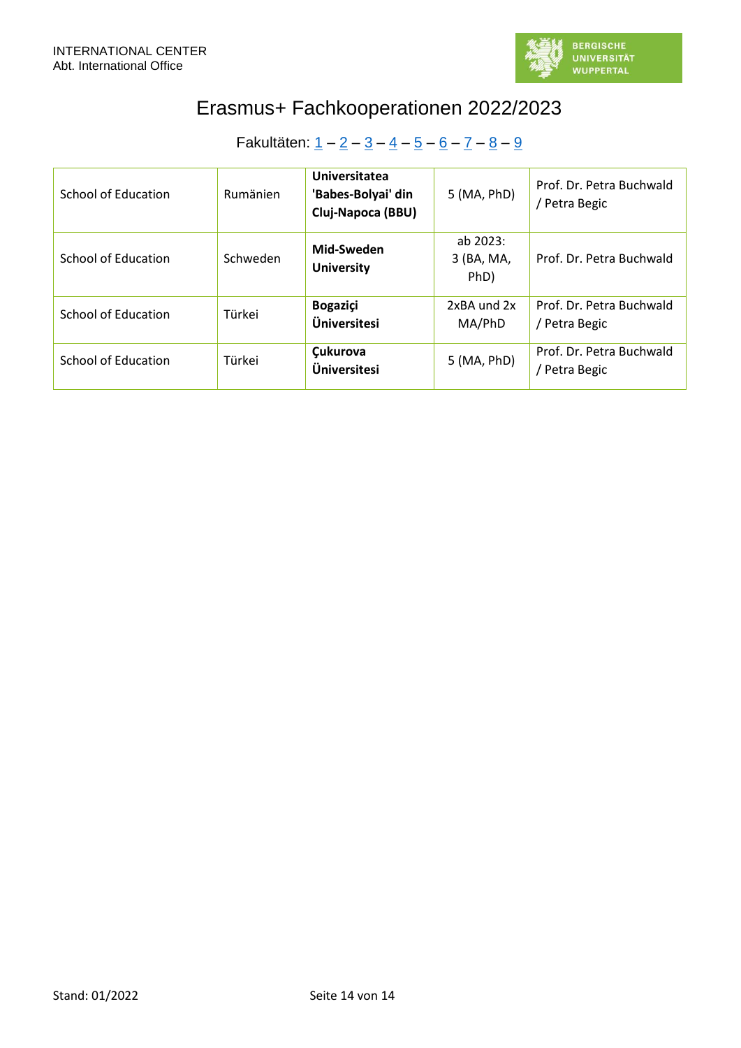# Erasmus+ Fachkooperationen 2022/2023

Fakultäten: 1 – 2 – 3 – 4 – 5 – 6 – 7 – 8 – 9

| | | | | |
|---|---|---|---|---|
| School of Education | Rumänien | **Universitatea 'Babes-Bolyai' din Cluj-Napoca (BBU)** | 5 (MA, PhD) | Prof. Dr. Petra Buchwald / Petra Begic |
| School of Education | Schweden | **Mid-Sweden University** | ab 2023: 3 (BA, MA, PhD) | Prof. Dr. Petra Buchwald |
| School of Education | Türkei | **Bogaziçi Üniversitesi** | 2xBA und 2x MA/PhD | Prof. Dr. Petra Buchwald / Petra Begic |
| School of Education | Türkei | **Çukurova Üniversitesi** | 5 (MA, PhD) | Prof. Dr. Petra Buchwald / Petra Begic |

Stand: 01/2022